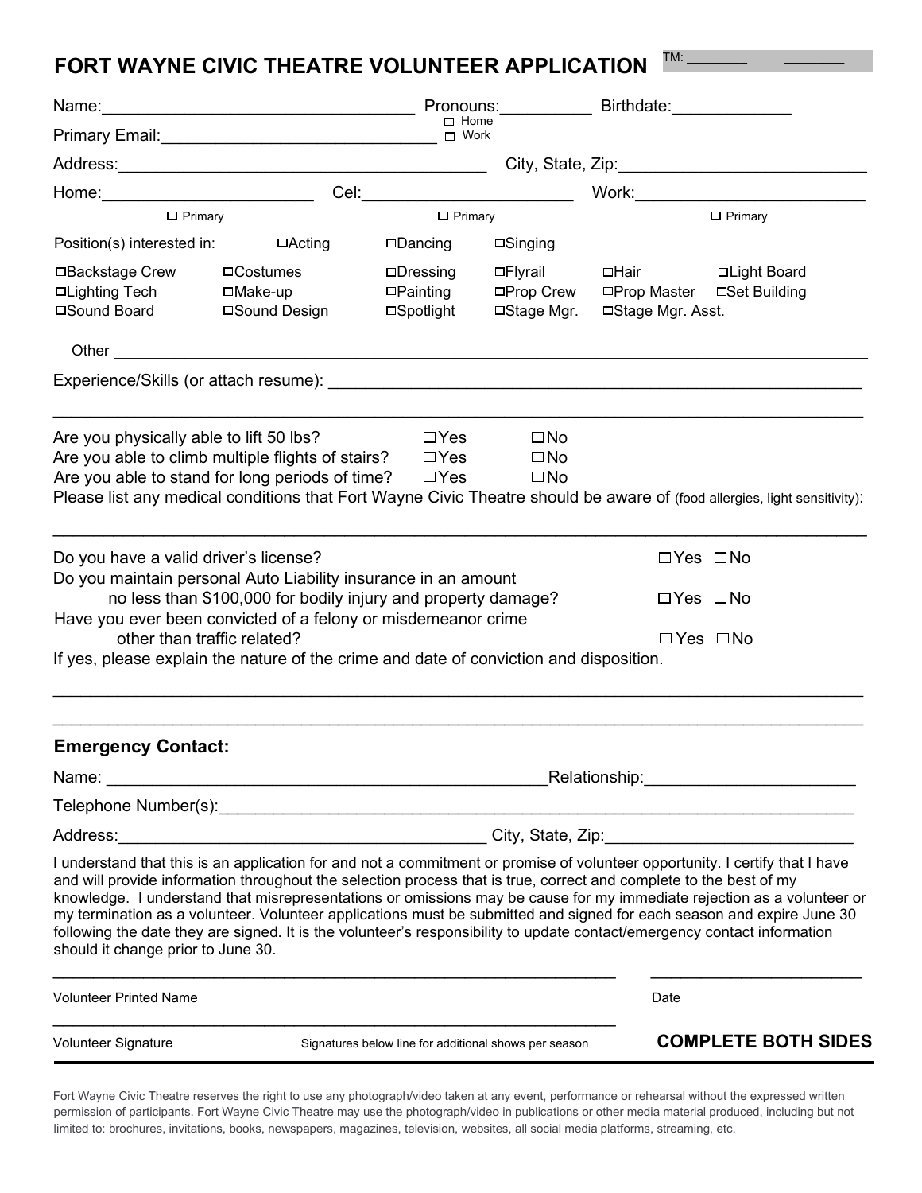# FORT WAYNE CIVIC THEATRE VOLUNTEER APPLICATION

TM: ________ ________

Name:_________________________________ Pronouns:__________ Birthdate:_____________

Primary Email:_____________________________ ☐ Home ☐ Work

Address:________________________________________ City, State, Zip:___________________________

Home:_______________________ ☐ Primary Cel:_______________________ ☐ Primary Work:_________________________ ☐ Primary

Position(s) interested in: ☐Acting ☐Dancing ☐Singing

| | | | | | |
|---|---|---|---|---|---|
| ☐Backstage Crew | ☐Costumes | ☐Dressing | ☐Flyrail | ☐Hair | ☐Light Board |
| ☐Lighting Tech | ☐Make-up | ☐Painting | ☐Prop Crew | ☐Prop Master | ☐Set Building |
| ☐Sound Board | ☐Sound Design | ☐Spotlight | ☐Stage Mgr. | ☐Stage Mgr. Asst. | |

Other ______________________________________________________________________________________

Experience/Skills (or attach resume): ___________________________________________________________

_________________________________________________________________________________________

Are you physically able to lift 50 lbs? ☐Yes ☐No

Are you able to climb multiple flights of stairs? ☐Yes ☐No

Are you able to stand for long periods of time? ☐Yes ☐No

Please list any medical conditions that Fort Wayne Civic Theatre should be aware of (food allergies, light sensitivity):

_________________________________________________________________________________________

Do you have a valid driver's license? ☐Yes ☐No

Do you maintain personal Auto Liability insurance in an amount no less than $100,000 for bodily injury and property damage? ☐Yes ☐No

Have you ever been convicted of a felony or misdemeanor crime other than traffic related? ☐Yes ☐No

If yes, please explain the nature of the crime and date of conviction and disposition.

_________________________________________________________________________________________

_________________________________________________________________________________________

## Emergency Contact:

Name: _______________________________________________Relationship:______________________

Telephone Number(s):_______________________________________________________________________

Address:________________________________________ City, State, Zip:__________________________

I understand that this is an application for and not a commitment or promise of volunteer opportunity. I certify that I have and will provide information throughout the selection process that is true, correct and complete to the best of my knowledge. I understand that misrepresentations or omissions may be cause for my immediate rejection as a volunteer or my termination as a volunteer. Volunteer applications must be submitted and signed for each season and expire June 30 following the date they are signed. It is the volunteer's responsibility to update contact/emergency contact information should it change prior to June 30.

_______________________________________________________________ ________________________

Volunteer Printed Name Date

_______________________________________________________________

Volunteer Signature Signatures below line for additional shows per season

**COMPLETE BOTH SIDES**

Fort Wayne Civic Theatre reserves the right to use any photograph/video taken at any event, performance or rehearsal without the expressed written permission of participants. Fort Wayne Civic Theatre may use the photograph/video in publications or other media material produced, including but not limited to: brochures, invitations, books, newspapers, magazines, television, websites, all social media platforms, streaming, etc.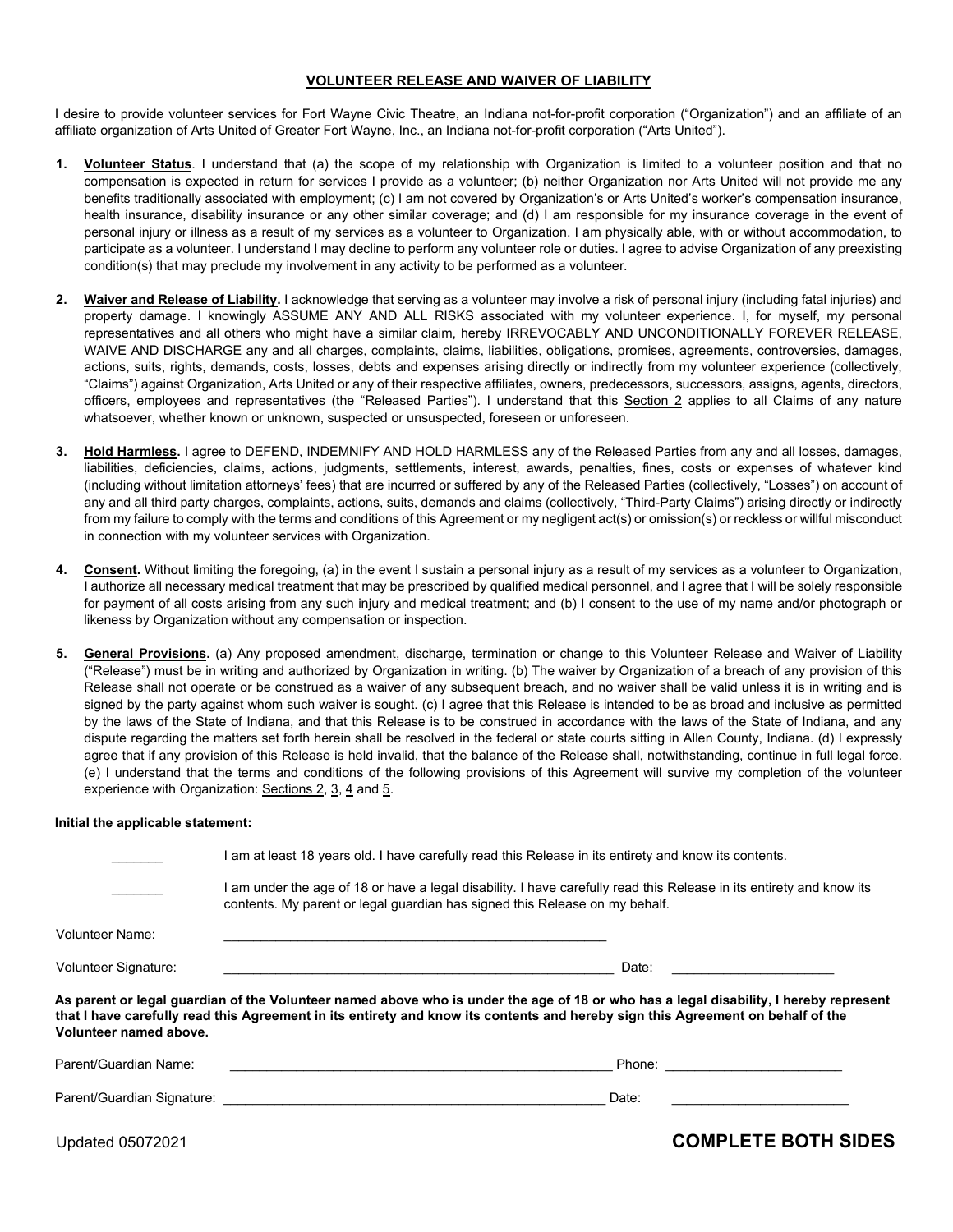## VOLUNTEER RELEASE AND WAIVER OF LIABILITY

I desire to provide volunteer services for Fort Wayne Civic Theatre, an Indiana not-for-profit corporation ("Organization") and an affiliate of an affiliate organization of Arts United of Greater Fort Wayne, Inc., an Indiana not-for-profit corporation ("Arts United").

1. **Volunteer Status**. I understand that (a) the scope of my relationship with Organization is limited to a volunteer position and that no compensation is expected in return for services I provide as a volunteer; (b) neither Organization nor Arts United will not provide me any benefits traditionally associated with employment; (c) I am not covered by Organization's or Arts United's worker's compensation insurance, health insurance, disability insurance or any other similar coverage; and (d) I am responsible for my insurance coverage in the event of personal injury or illness as a result of my services as a volunteer to Organization. I am physically able, with or without accommodation, to participate as a volunteer. I understand I may decline to perform any volunteer role or duties. I agree to advise Organization of any preexisting condition(s) that may preclude my involvement in any activity to be performed as a volunteer.

2. **Waiver and Release of Liability.** I acknowledge that serving as a volunteer may involve a risk of personal injury (including fatal injuries) and property damage. I knowingly ASSUME ANY AND ALL RISKS associated with my volunteer experience. I, for myself, my personal representatives and all others who might have a similar claim, hereby IRREVOCABLY AND UNCONDITIONALLY FOREVER RELEASE, WAIVE AND DISCHARGE any and all charges, complaints, claims, liabilities, obligations, promises, agreements, controversies, damages, actions, suits, rights, demands, costs, losses, debts and expenses arising directly or indirectly from my volunteer experience (collectively, "Claims") against Organization, Arts United or any of their respective affiliates, owners, predecessors, successors, assigns, agents, directors, officers, employees and representatives (the "Released Parties"). I understand that this Section 2 applies to all Claims of any nature whatsoever, whether known or unknown, suspected or unsuspected, foreseen or unforeseen.

3. **Hold Harmless.** I agree to DEFEND, INDEMNIFY AND HOLD HARMLESS any of the Released Parties from any and all losses, damages, liabilities, deficiencies, claims, actions, judgments, settlements, interest, awards, penalties, fines, costs or expenses of whatever kind (including without limitation attorneys' fees) that are incurred or suffered by any of the Released Parties (collectively, "Losses") on account of any and all third party charges, complaints, actions, suits, demands and claims (collectively, "Third-Party Claims") arising directly or indirectly from my failure to comply with the terms and conditions of this Agreement or my negligent act(s) or omission(s) or reckless or willful misconduct in connection with my volunteer services with Organization.

4. **Consent.** Without limiting the foregoing, (a) in the event I sustain a personal injury as a result of my services as a volunteer to Organization, I authorize all necessary medical treatment that may be prescribed by qualified medical personnel, and I agree that I will be solely responsible for payment of all costs arising from any such injury and medical treatment; and (b) I consent to the use of my name and/or photograph or likeness by Organization without any compensation or inspection.

5. **General Provisions.** (a) Any proposed amendment, discharge, termination or change to this Volunteer Release and Waiver of Liability ("Release") must be in writing and authorized by Organization in writing. (b) The waiver by Organization of a breach of any provision of this Release shall not operate or be construed as a waiver of any subsequent breach, and no waiver shall be valid unless it is in writing and is signed by the party against whom such waiver is sought. (c) I agree that this Release is intended to be as broad and inclusive as permitted by the laws of the State of Indiana, and that this Release is to be construed in accordance with the laws of the State of Indiana, and any dispute regarding the matters set forth herein shall be resolved in the federal or state courts sitting in Allen County, Indiana. (d) I expressly agree that if any provision of this Release is held invalid, that the balance of the Release shall, notwithstanding, continue in full legal force. (e) I understand that the terms and conditions of the following provisions of this Agreement will survive my completion of the volunteer experience with Organization: Sections 2, 3, 4 and 5.

**Initial the applicable statement:**

_______ I am at least 18 years old. I have carefully read this Release in its entirety and know its contents.

_______ I am under the age of 18 or have a legal disability. I have carefully read this Release in its entirety and know its contents. My parent or legal guardian has signed this Release on my behalf.

Volunteer Name: ____________________________________________

Volunteer Signature: ____________________________________________ Date: ____________________

**As parent or legal guardian of the Volunteer named above who is under the age of 18 or who has a legal disability, I hereby represent that I have carefully read this Agreement in its entirety and know its contents and hereby sign this Agreement on behalf of the Volunteer named above.**

Parent/Guardian Name: ____________________________________________ Phone: ____________________

Parent/Guardian Signature: ____________________________________________ Date: ____________________

Updated 05072021

**COMPLETE BOTH SIDES**